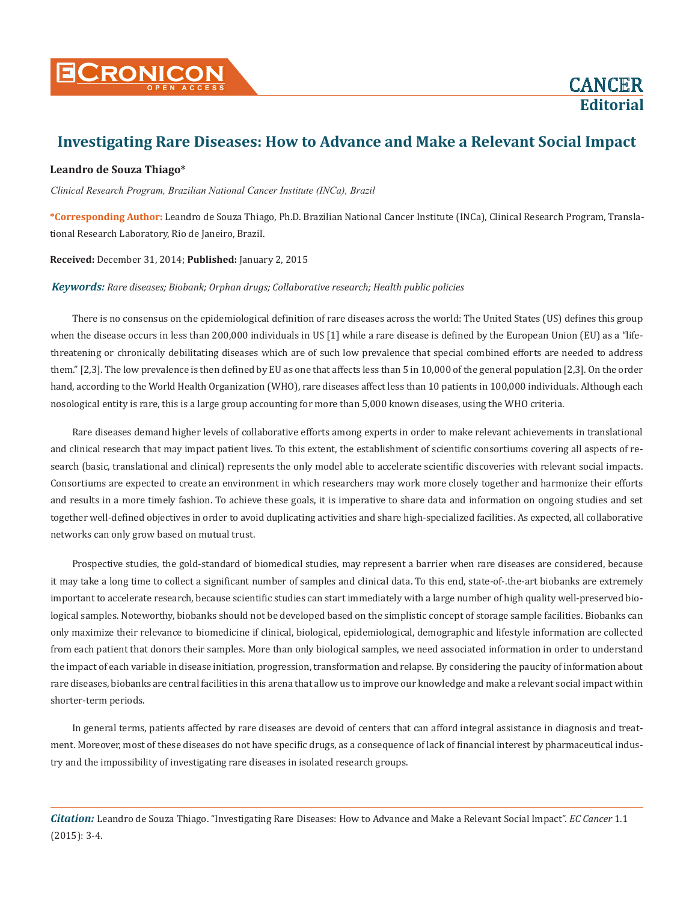# Investigating Rare Diseases: How to Advance and Make a Relevant Social Impact

**Leandro de Souza Thiago***

*Clinical Research Program, Brazilian National Cancer Institute (INCa), Brazil*

**\*Corresponding Author:** Leandro de Souza Thiago, Ph.D. Brazilian National Cancer Institute (INCa), Clinical Research Program, Translational Research Laboratory, Rio de Janeiro, Brazil.

**Received:** December 31, 2014; **Published:** January 2, 2015

***Keywords:*** *Rare diseases; Biobank; Orphan drugs; Collaborative research; Health public policies*

There is no consensus on the epidemiological definition of rare diseases across the world: The United States (US) defines this group when the disease occurs in less than 200,000 individuals in US [1] while a rare disease is defined by the European Union (EU) as a "life-threatening or chronically debilitating diseases which are of such low prevalence that special combined efforts are needed to address them." [2,3]. The low prevalence is then defined by EU as one that affects less than 5 in 10,000 of the general population [2,3]. On the order hand, according to the World Health Organization (WHO), rare diseases affect less than 10 patients in 100,000 individuals. Although each nosological entity is rare, this is a large group accounting for more than 5,000 known diseases, using the WHO criteria.

Rare diseases demand higher levels of collaborative efforts among experts in order to make relevant achievements in translational and clinical research that may impact patient lives. To this extent, the establishment of scientific consortiums covering all aspects of research (basic, translational and clinical) represents the only model able to accelerate scientific discoveries with relevant social impacts. Consortiums are expected to create an environment in which researchers may work more closely together and harmonize their efforts and results in a more timely fashion. To achieve these goals, it is imperative to share data and information on ongoing studies and set together well-defined objectives in order to avoid duplicating activities and share high-specialized facilities. As expected, all collaborative networks can only grow based on mutual trust.

Prospective studies, the gold-standard of biomedical studies, may represent a barrier when rare diseases are considered, because it may take a long time to collect a significant number of samples and clinical data. To this end, state-of-.the-art biobanks are extremely important to accelerate research, because scientific studies can start immediately with a large number of high quality well-preserved biological samples. Noteworthy, biobanks should not be developed based on the simplistic concept of storage sample facilities. Biobanks can only maximize their relevance to biomedicine if clinical, biological, epidemiological, demographic and lifestyle information are collected from each patient that donors their samples. More than only biological samples, we need associated information in order to understand the impact of each variable in disease initiation, progression, transformation and relapse. By considering the paucity of information about rare diseases, biobanks are central facilities in this arena that allow us to improve our knowledge and make a relevant social impact within shorter-term periods.

In general terms, patients affected by rare diseases are devoid of centers that can afford integral assistance in diagnosis and treatment. Moreover, most of these diseases do not have specific drugs, as a consequence of lack of financial interest by pharmaceutical industry and the impossibility of investigating rare diseases in isolated research groups.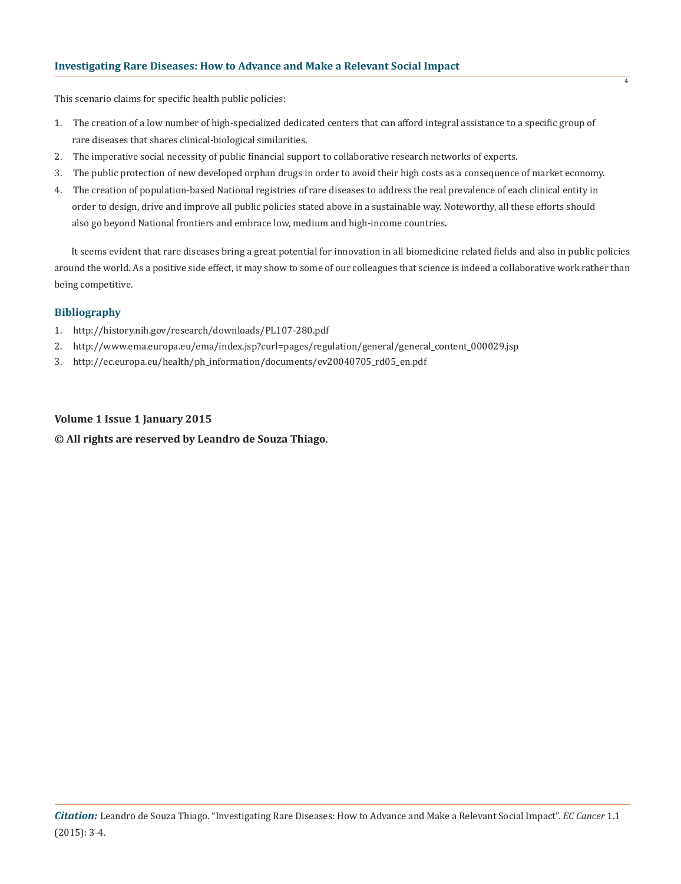This scenario claims for specific health public policies:

1. The creation of a low number of high-specialized dedicated centers that can afford integral assistance to a specific group of rare diseases that shares clinical-biological similarities.
2. The imperative social necessity of public financial support to collaborative research networks of experts.
3. The public protection of new developed orphan drugs in order to avoid their high costs as a consequence of market economy.
4. The creation of population-based National registries of rare diseases to address the real prevalence of each clinical entity in order to design, drive and improve all public policies stated above in a sustainable way. Noteworthy, all these efforts should also go beyond National frontiers and embrace low, medium and high-income countries.

It seems evident that rare diseases bring a great potential for innovation in all biomedicine related fields and also in public policies around the world. As a positive side effect, it may show to some of our colleagues that science is indeed a collaborative work rather than being competitive.

## Bibliography

1. http://history.nih.gov/research/downloads/PL107-280.pdf
2. http://www.ema.europa.eu/ema/index.jsp?curl=pages/regulation/general/general_content_000029.jsp
3. http://ec.europa.eu/health/ph_information/documents/ev20040705_rd05_en.pdf

**Volume 1 Issue 1 January 2015**

**© All rights are reserved by Leandro de Souza Thiago.**